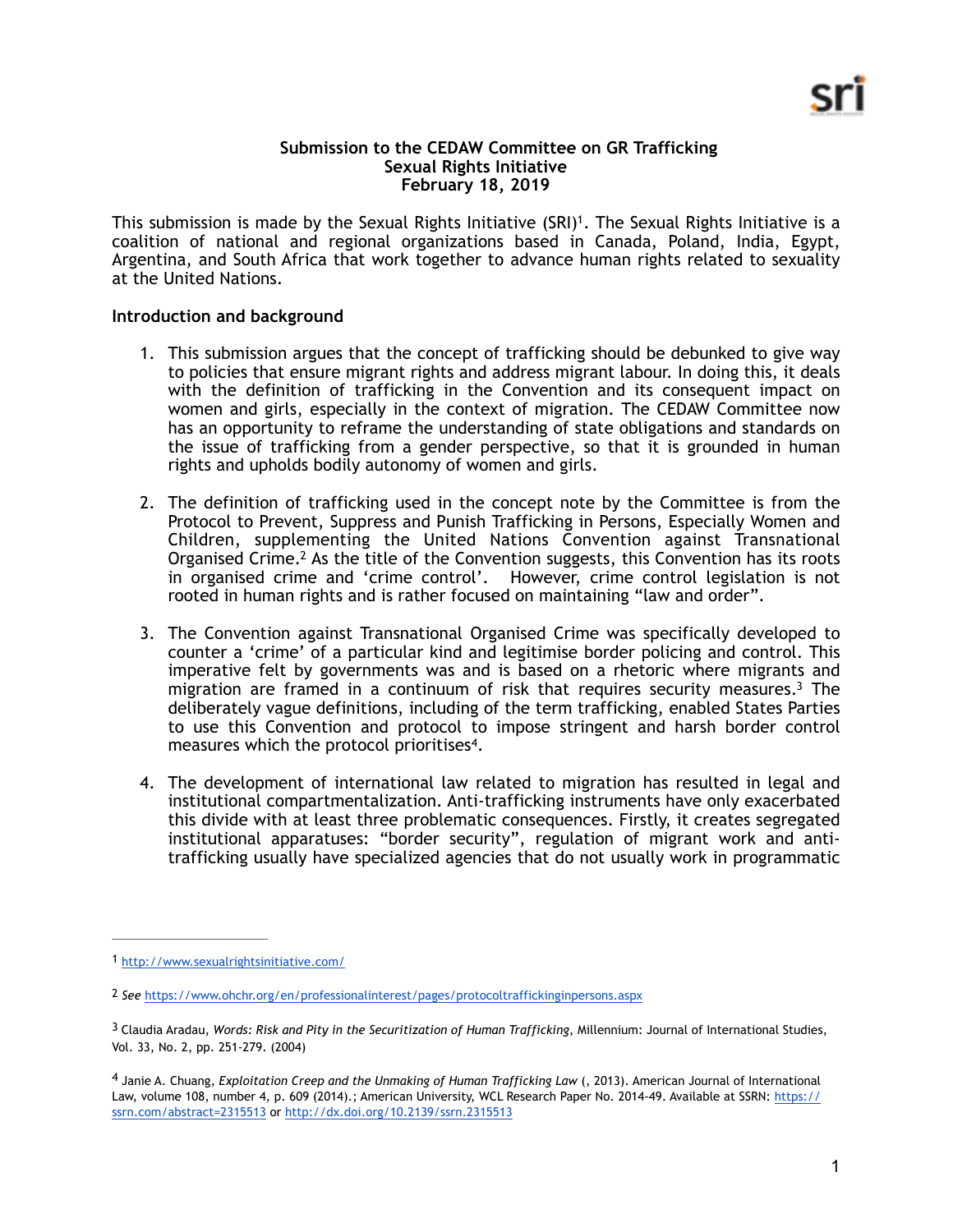**Submission to the CEDAW Committee on GR Trafficking**
**Sexual Rights Initiative**
**February 18, 2019**

This submission is made by the Sexual Rights Initiative (SRI)[1]. The Sexual Rights Initiative is a coalition of national and regional organizations based in Canada, Poland, India, Egypt, Argentina, and South Africa that work together to advance human rights related to sexuality at the United Nations.

## Introduction and background

1. This submission argues that the concept of trafficking should be debunked to give way to policies that ensure migrant rights and address migrant labour. In doing this, it deals with the definition of trafficking in the Convention and its consequent impact on women and girls, especially in the context of migration. The CEDAW Committee now has an opportunity to reframe the understanding of state obligations and standards on the issue of trafficking from a gender perspective, so that it is grounded in human rights and upholds bodily autonomy of women and girls.

2. The definition of trafficking used in the concept note by the Committee is from the Protocol to Prevent, Suppress and Punish Trafficking in Persons, Especially Women and Children, supplementing the United Nations Convention against Transnational Organised Crime.[2] As the title of the Convention suggests, this Convention has its roots in organised crime and 'crime control'. However, crime control legislation is not rooted in human rights and is rather focused on maintaining "law and order".

3. The Convention against Transnational Organised Crime was specifically developed to counter a 'crime' of a particular kind and legitimise border policing and control. This imperative felt by governments was and is based on a rhetoric where migrants and migration are framed in a continuum of risk that requires security measures.[3] The deliberately vague definitions, including of the term trafficking, enabled States Parties to use this Convention and protocol to impose stringent and harsh border control measures which the protocol prioritises[4].

4. The development of international law related to migration has resulted in legal and institutional compartmentalization. Anti-trafficking instruments have only exacerbated this divide with at least three problematic consequences. Firstly, it creates segregated institutional apparatuses: "border security", regulation of migrant work and anti-trafficking usually have specialized agencies that do not usually work in programmatic

---

[1] http://www.sexualrightsinitiative.com/

[2] *See* https://www.ohchr.org/en/professionalinterest/pages/protocoltraffickinginpersons.aspx

[3] Claudia Aradau, *Words: Risk and Pity in the Securitization of Human Trafficking*, Millennium: Journal of International Studies, Vol. 33, No. 2, pp. 251-279. (2004)

[4] Janie A. Chuang, *Exploitation Creep and the Unmaking of Human Trafficking Law* (, 2013). American Journal of International Law, volume 108, number 4, p. 609 (2014).; American University, WCL Research Paper No. 2014-49. Available at SSRN: https://ssrn.com/abstract=2315513 or http://dx.doi.org/10.2139/ssrn.2315513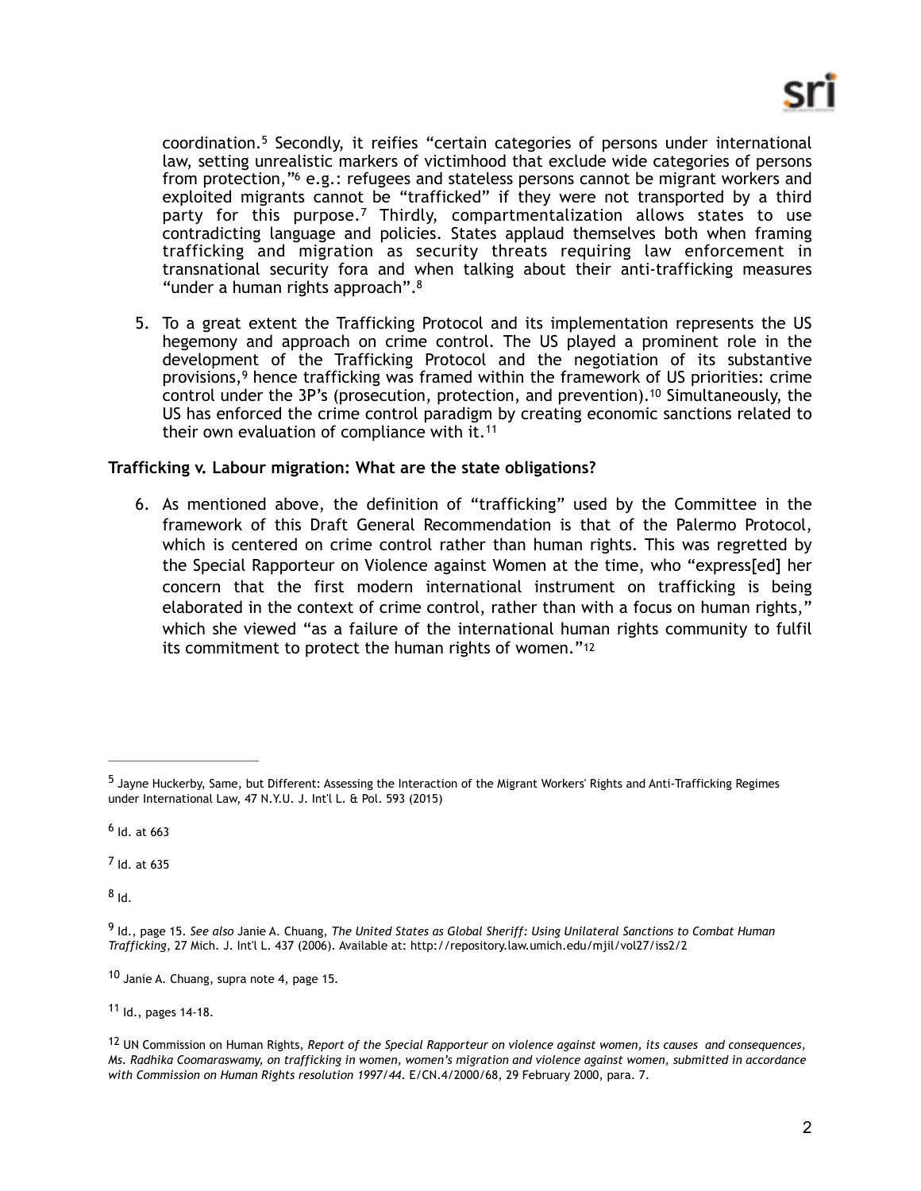coordination.[5] Secondly, it reifies "certain categories of persons under international law, setting unrealistic markers of victimhood that exclude wide categories of persons from protection,"[6] e.g.: refugees and stateless persons cannot be migrant workers and exploited migrants cannot be "trafficked" if they were not transported by a third party for this purpose.[7] Thirdly, compartmentalization allows states to use contradicting language and policies. States applaud themselves both when framing trafficking and migration as security threats requiring law enforcement in transnational security fora and when talking about their anti-trafficking measures "under a human rights approach".[8]

5. To a great extent the Trafficking Protocol and its implementation represents the US hegemony and approach on crime control. The US played a prominent role in the development of the Trafficking Protocol and the negotiation of its substantive provisions,[9] hence trafficking was framed within the framework of US priorities: crime control under the 3P's (prosecution, protection, and prevention).[10] Simultaneously, the US has enforced the crime control paradigm by creating economic sanctions related to their own evaluation of compliance with it.[11]

**Trafficking v. Labour migration: What are the state obligations?**

6. As mentioned above, the definition of "trafficking" used by the Committee in the framework of this Draft General Recommendation is that of the Palermo Protocol, which is centered on crime control rather than human rights. This was regretted by the Special Rapporteur on Violence against Women at the time, who "express[ed] her concern that the first modern international instrument on trafficking is being elaborated in the context of crime control, rather than with a focus on human rights," which she viewed "as a failure of the international human rights community to fulfil its commitment to protect the human rights of women."[12]

---

[5] Jayne Huckerby, Same, but Different: Assessing the Interaction of the Migrant Workers' Rights and Anti-Trafficking Regimes under International Law, 47 N.Y.U. J. Int'l L. & Pol. 593 (2015)

[6] Id. at 663

[7] Id. at 635

[8] Id.

[9] Id., page 15. *See also* Janie A. Chuang, *The United States as Global Sheriff: Using Unilateral Sanctions to Combat Human Trafficking*, 27 Mich. J. Int'l L. 437 (2006). Available at: http://repository.law.umich.edu/mjil/vol27/iss2/2

[10] Janie A. Chuang, supra note 4, page 15.

[11] Id., pages 14-18.

[12] UN Commission on Human Rights, *Report of the Special Rapporteur on violence against women, its causes and consequences, Ms. Radhika Coomaraswamy, on trafficking in women, women's migration and violence against women, submitted in accordance with Commission on Human Rights resolution 1997/44.* E/CN.4/2000/68, 29 February 2000, para. 7.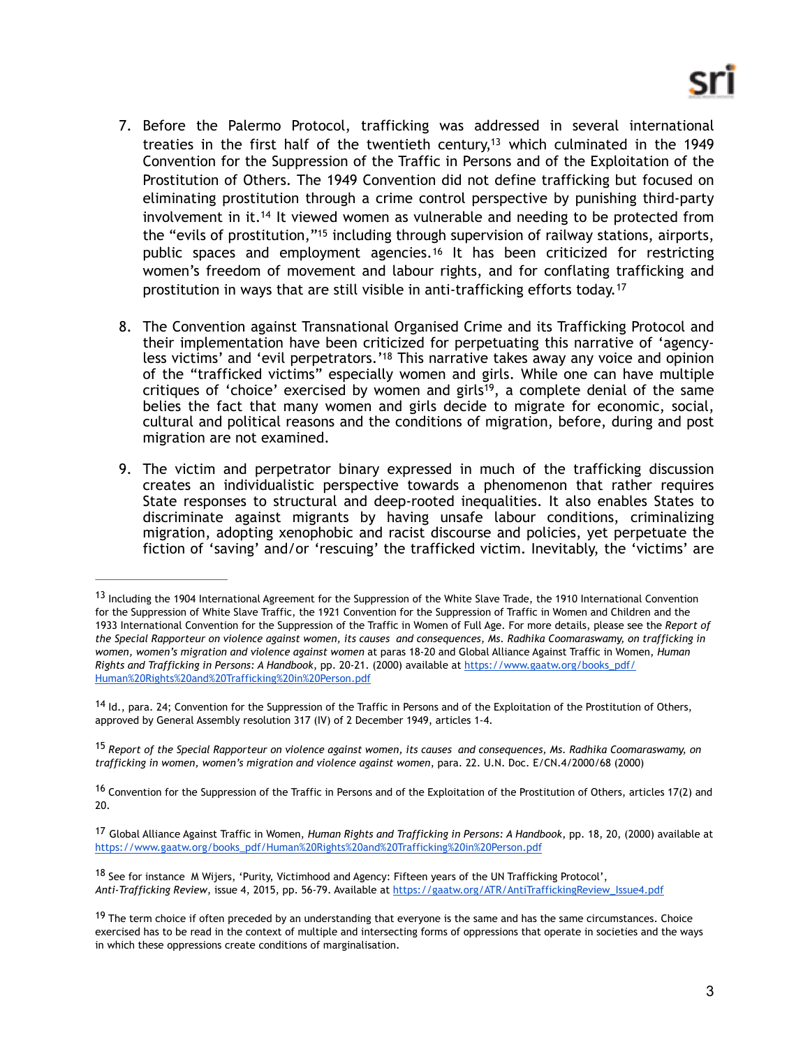7. Before the Palermo Protocol, trafficking was addressed in several international treaties in the first half of the twentieth century,[13] which culminated in the 1949 Convention for the Suppression of the Traffic in Persons and of the Exploitation of the Prostitution of Others. The 1949 Convention did not define trafficking but focused on eliminating prostitution through a crime control perspective by punishing third-party involvement in it.[14] It viewed women as vulnerable and needing to be protected from the "evils of prostitution,"[15] including through supervision of railway stations, airports, public spaces and employment agencies.[16] It has been criticized for restricting women's freedom of movement and labour rights, and for conflating trafficking and prostitution in ways that are still visible in anti-trafficking efforts today.[17]

8. The Convention against Transnational Organised Crime and its Trafficking Protocol and their implementation have been criticized for perpetuating this narrative of 'agency-less victims' and 'evil perpetrators.'[18] This narrative takes away any voice and opinion of the "trafficked victims" especially women and girls. While one can have multiple critiques of 'choice' exercised by women and girls[19], a complete denial of the same belies the fact that many women and girls decide to migrate for economic, social, cultural and political reasons and the conditions of migration, before, during and post migration are not examined.

9. The victim and perpetrator binary expressed in much of the trafficking discussion creates an individualistic perspective towards a phenomenon that rather requires State responses to structural and deep-rooted inequalities. It also enables States to discriminate against migrants by having unsafe labour conditions, criminalizing migration, adopting xenophobic and racist discourse and policies, yet perpetuate the fiction of 'saving' and/or 'rescuing' the trafficked victim. Inevitably, the 'victims' are

---

[13] Including the 1904 International Agreement for the Suppression of the White Slave Trade, the 1910 International Convention for the Suppression of White Slave Traffic, the 1921 Convention for the Suppression of Traffic in Women and Children and the 1933 International Convention for the Suppression of the Traffic in Women of Full Age. For more details, please see the *Report of the Special Rapporteur on violence against women, its causes and consequences, Ms. Radhika Coomaraswamy, on trafficking in women, women's migration and violence against women* at paras 18-20 and Global Alliance Against Traffic in Women, *Human Rights and Trafficking in Persons: A Handbook*, pp. 20-21. (2000) available at https://www.gaatw.org/books_pdf/Human%20Rights%20and%20Trafficking%20in%20Person.pdf

[14] Id., para. 24; Convention for the Suppression of the Traffic in Persons and of the Exploitation of the Prostitution of Others, approved by General Assembly resolution 317 (IV) of 2 December 1949, articles 1-4.

[15] *Report of the Special Rapporteur on violence against women, its causes and consequences, Ms. Radhika Coomaraswamy, on trafficking in women, women's migration and violence against women*, para. 22. U.N. Doc. E/CN.4/2000/68 (2000)

[16] Convention for the Suppression of the Traffic in Persons and of the Exploitation of the Prostitution of Others, articles 17(2) and 20.

[17] Global Alliance Against Traffic in Women, *Human Rights and Trafficking in Persons: A Handbook*, pp. 18, 20, (2000) available at https://www.gaatw.org/books_pdf/Human%20Rights%20and%20Trafficking%20in%20Person.pdf

[18] See for instance M Wijers, 'Purity, Victimhood and Agency: Fifteen years of the UN Trafficking Protocol', *Anti-Trafficking Review*, issue 4, 2015, pp. 56-79. Available at https://gaatw.org/ATR/AntiTraffickingReview_Issue4.pdf

[19] The term choice if often preceded by an understanding that everyone is the same and has the same circumstances. Choice exercised has to be read in the context of multiple and intersecting forms of oppressions that operate in societies and the ways in which these oppressions create conditions of marginalisation.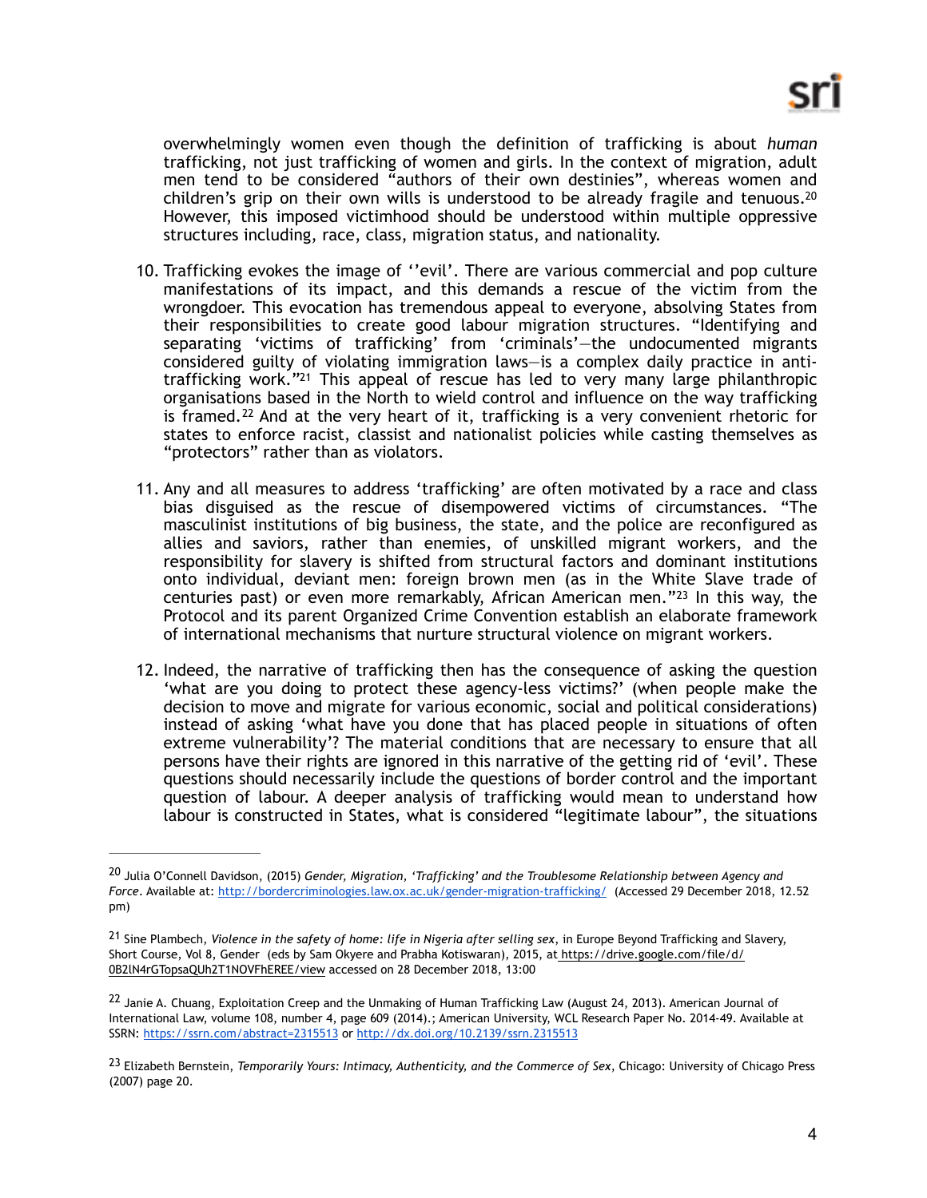overwhelmingly women even though the definition of trafficking is about *human* trafficking, not just trafficking of women and girls. In the context of migration, adult men tend to be considered "authors of their own destinies", whereas women and children's grip on their own wills is understood to be already fragile and tenuous.[20] However, this imposed victimhood should be understood within multiple oppressive structures including, race, class, migration status, and nationality.

10. Trafficking evokes the image of ''evil'. There are various commercial and pop culture manifestations of its impact, and this demands a rescue of the victim from the wrongdoer. This evocation has tremendous appeal to everyone, absolving States from their responsibilities to create good labour migration structures. "Identifying and separating 'victims of trafficking' from 'criminals'—the undocumented migrants considered guilty of violating immigration laws—is a complex daily practice in anti-trafficking work."[21] This appeal of rescue has led to very many large philanthropic organisations based in the North to wield control and influence on the way trafficking is framed.[22] And at the very heart of it, trafficking is a very convenient rhetoric for states to enforce racist, classist and nationalist policies while casting themselves as "protectors" rather than as violators.

11. Any and all measures to address 'trafficking' are often motivated by a race and class bias disguised as the rescue of disempowered victims of circumstances. "The masculinist institutions of big business, the state, and the police are reconfigured as allies and saviors, rather than enemies, of unskilled migrant workers, and the responsibility for slavery is shifted from structural factors and dominant institutions onto individual, deviant men: foreign brown men (as in the White Slave trade of centuries past) or even more remarkably, African American men."[23] In this way, the Protocol and its parent Organized Crime Convention establish an elaborate framework of international mechanisms that nurture structural violence on migrant workers.

12. Indeed, the narrative of trafficking then has the consequence of asking the question 'what are you doing to protect these agency-less victims?' (when people make the decision to move and migrate for various economic, social and political considerations) instead of asking 'what have you done that has placed people in situations of often extreme vulnerability'? The material conditions that are necessary to ensure that all persons have their rights are ignored in this narrative of the getting rid of 'evil'. These questions should necessarily include the questions of border control and the important question of labour. A deeper analysis of trafficking would mean to understand how labour is constructed in States, what is considered "legitimate labour", the situations

---

[20] Julia O'Connell Davidson, (2015) *Gender, Migration, 'Trafficking' and the Troublesome Relationship between Agency and Force*. Available at: http://bordercriminologies.law.ox.ac.uk/gender-migration-trafficking/ (Accessed 29 December 2018, 12.52 pm)

[21] Sine Plambech, *Violence in the safety of home: life in Nigeria after selling sex*, in Europe Beyond Trafficking and Slavery, Short Course, Vol 8, Gender (eds by Sam Okyere and Prabha Kotiswaran), 2015, at https://drive.google.com/file/d/0B2lN4rGTopsaQUh2T1NOVFhEREE/view accessed on 28 December 2018, 13:00

[22] Janie A. Chuang, Exploitation Creep and the Unmaking of Human Trafficking Law (August 24, 2013). American Journal of International Law, volume 108, number 4, page 609 (2014).; American University, WCL Research Paper No. 2014-49. Available at SSRN: https://ssrn.com/abstract=2315513 or http://dx.doi.org/10.2139/ssrn.2315513

[23] Elizabeth Bernstein, *Temporarily Yours: Intimacy, Authenticity, and the Commerce of Sex*, Chicago: University of Chicago Press (2007) page 20.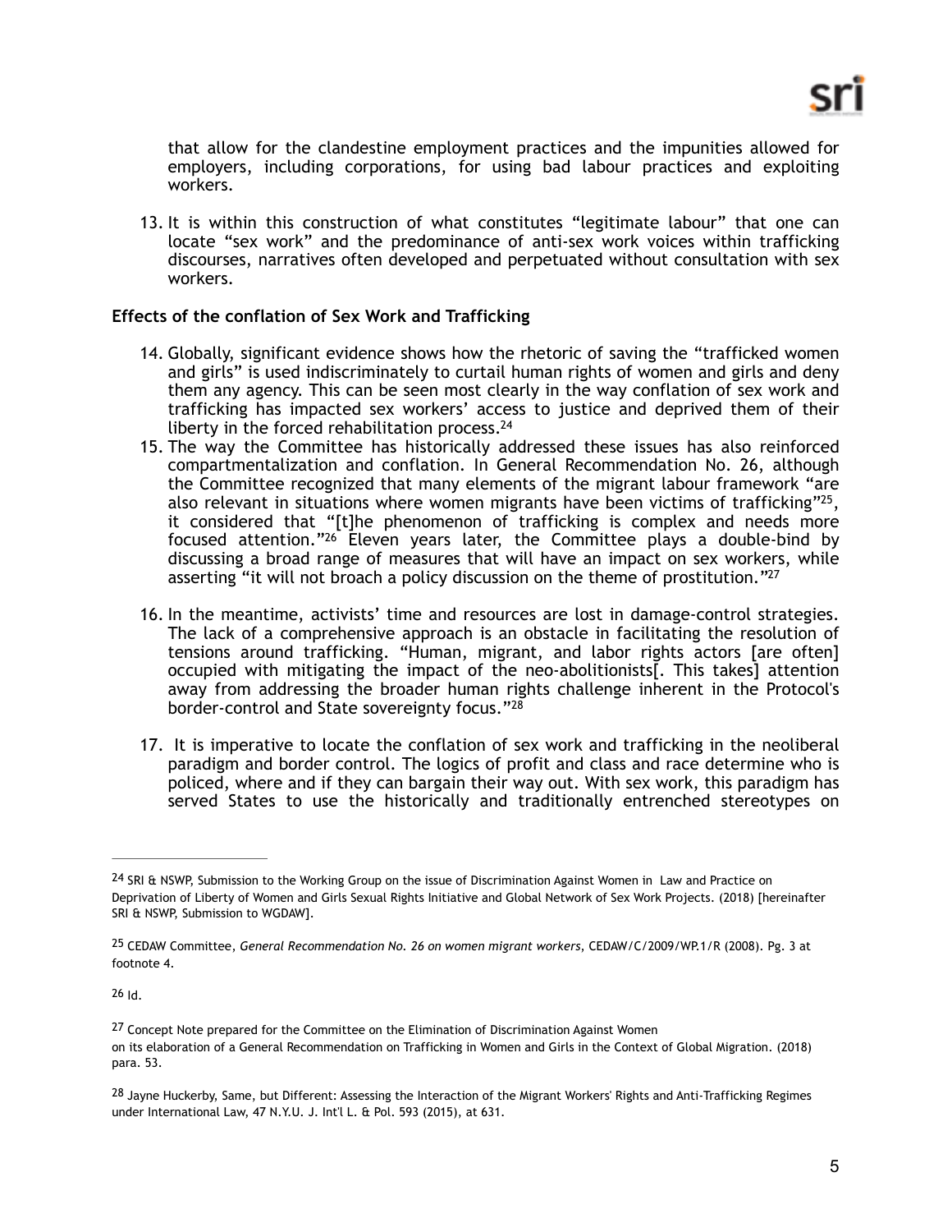that allow for the clandestine employment practices and the impunities allowed for employers, including corporations, for using bad labour practices and exploiting workers.

13. It is within this construction of what constitutes "legitimate labour" that one can locate "sex work" and the predominance of anti-sex work voices within trafficking discourses, narratives often developed and perpetuated without consultation with sex workers.

**Effects of the conflation of Sex Work and Trafficking**

14. Globally, significant evidence shows how the rhetoric of saving the "trafficked women and girls" is used indiscriminately to curtail human rights of women and girls and deny them any agency. This can be seen most clearly in the way conflation of sex work and trafficking has impacted sex workers' access to justice and deprived them of their liberty in the forced rehabilitation process.[24]
15. The way the Committee has historically addressed these issues has also reinforced compartmentalization and conflation. In General Recommendation No. 26, although the Committee recognized that many elements of the migrant labour framework "are also relevant in situations where women migrants have been victims of trafficking"[25], it considered that "[t]he phenomenon of trafficking is complex and needs more focused attention."[26] Eleven years later, the Committee plays a double-bind by discussing a broad range of measures that will have an impact on sex workers, while asserting "it will not broach a policy discussion on the theme of prostitution."[27]

16. In the meantime, activists' time and resources are lost in damage-control strategies. The lack of a comprehensive approach is an obstacle in facilitating the resolution of tensions around trafficking. "Human, migrant, and labor rights actors [are often] occupied with mitigating the impact of the neo-abolitionists[. This takes] attention away from addressing the broader human rights challenge inherent in the Protocol's border-control and State sovereignty focus."[28]

17. It is imperative to locate the conflation of sex work and trafficking in the neoliberal paradigm and border control. The logics of profit and class and race determine who is policed, where and if they can bargain their way out. With sex work, this paradigm has served States to use the historically and traditionally entrenched stereotypes on

---

[24] SRI & NSWP, Submission to the Working Group on the issue of Discrimination Against Women in Law and Practice on Deprivation of Liberty of Women and Girls Sexual Rights Initiative and Global Network of Sex Work Projects. (2018) [hereinafter SRI & NSWP, Submission to WGDAW].

[25] CEDAW Committee, *General Recommendation No. 26 on women migrant workers*, CEDAW/C/2009/WP.1/R (2008). Pg. 3 at footnote 4.

[26] Id.

[27] Concept Note prepared for the Committee on the Elimination of Discrimination Against Women on its elaboration of a General Recommendation on Trafficking in Women and Girls in the Context of Global Migration. (2018) para. 53.

[28] Jayne Huckerby, Same, but Different: Assessing the Interaction of the Migrant Workers' Rights and Anti-Trafficking Regimes under International Law, 47 N.Y.U. J. Int'l L. & Pol. 593 (2015), at 631.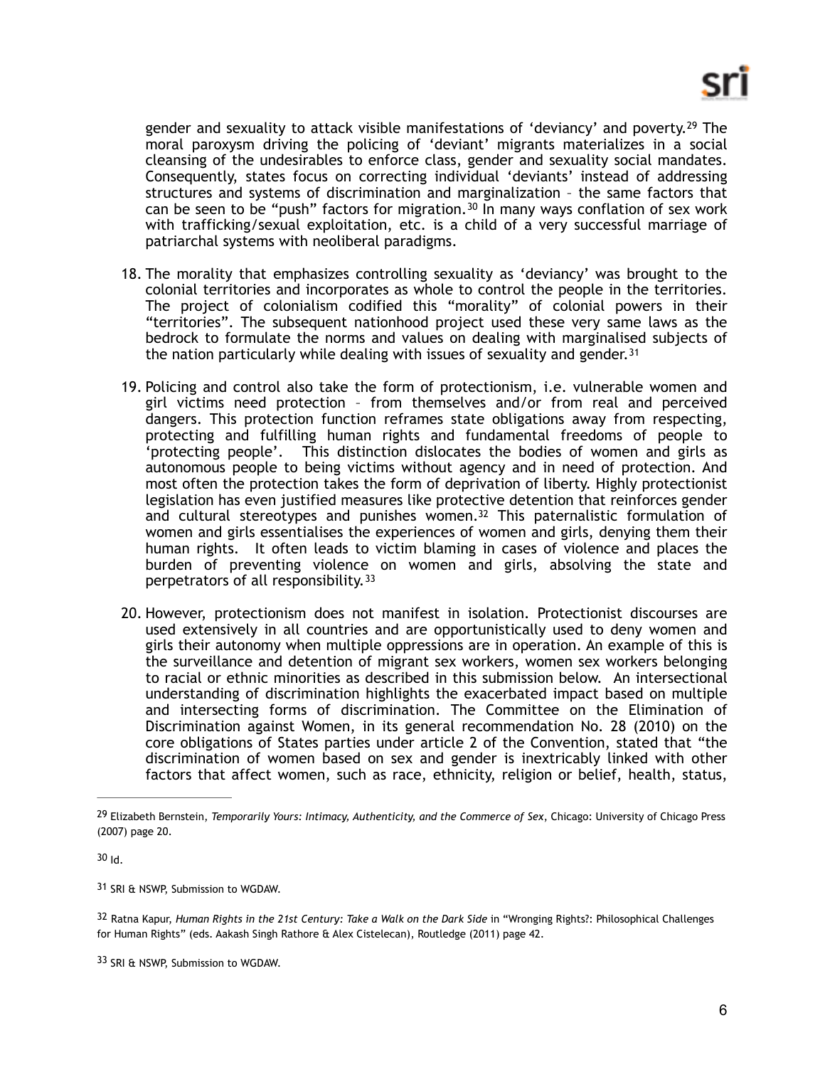gender and sexuality to attack visible manifestations of 'deviancy' and poverty.[29] The moral paroxysm driving the policing of 'deviant' migrants materializes in a social cleansing of the undesirables to enforce class, gender and sexuality social mandates. Consequently, states focus on correcting individual 'deviants' instead of addressing structures and systems of discrimination and marginalization – the same factors that can be seen to be "push" factors for migration.[30] In many ways conflation of sex work with trafficking/sexual exploitation, etc. is a child of a very successful marriage of patriarchal systems with neoliberal paradigms.

18. The morality that emphasizes controlling sexuality as 'deviancy' was brought to the colonial territories and incorporates as whole to control the people in the territories. The project of colonialism codified this "morality" of colonial powers in their "territories". The subsequent nationhood project used these very same laws as the bedrock to formulate the norms and values on dealing with marginalised subjects of the nation particularly while dealing with issues of sexuality and gender.[31]

19. Policing and control also take the form of protectionism, i.e. vulnerable women and girl victims need protection – from themselves and/or from real and perceived dangers. This protection function reframes state obligations away from respecting, protecting and fulfilling human rights and fundamental freedoms of people to 'protecting people'. This distinction dislocates the bodies of women and girls as autonomous people to being victims without agency and in need of protection. And most often the protection takes the form of deprivation of liberty. Highly protectionist legislation has even justified measures like protective detention that reinforces gender and cultural stereotypes and punishes women.[32] This paternalistic formulation of women and girls essentialises the experiences of women and girls, denying them their human rights. It often leads to victim blaming in cases of violence and places the burden of preventing violence on women and girls, absolving the state and perpetrators of all responsibility.[33]

20. However, protectionism does not manifest in isolation. Protectionist discourses are used extensively in all countries and are opportunistically used to deny women and girls their autonomy when multiple oppressions are in operation. An example of this is the surveillance and detention of migrant sex workers, women sex workers belonging to racial or ethnic minorities as described in this submission below. An intersectional understanding of discrimination highlights the exacerbated impact based on multiple and intersecting forms of discrimination. The Committee on the Elimination of Discrimination against Women, in its general recommendation No. 28 (2010) on the core obligations of States parties under article 2 of the Convention, stated that "the discrimination of women based on sex and gender is inextricably linked with other factors that affect women, such as race, ethnicity, religion or belief, health, status,

---

[29] Elizabeth Bernstein, *Temporarily Yours: Intimacy, Authenticity, and the Commerce of Sex*, Chicago: University of Chicago Press (2007) page 20.

[30] Id.

[31] SRI & NSWP, Submission to WGDAW.

[32] Ratna Kapur, *Human Rights in the 21st Century: Take a Walk on the Dark Side* in "Wronging Rights?: Philosophical Challenges for Human Rights" (eds. Aakash Singh Rathore & Alex Cistelecan), Routledge (2011) page 42.

[33] SRI & NSWP, Submission to WGDAW.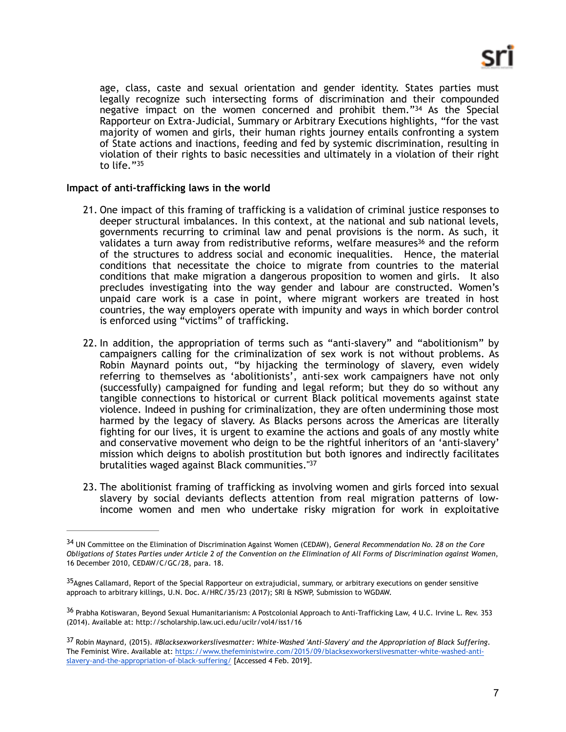age, class, caste and sexual orientation and gender identity. States parties must legally recognize such intersecting forms of discrimination and their compounded negative impact on the women concerned and prohibit them."[34] As the Special Rapporteur on Extra-Judicial, Summary or Arbitrary Executions highlights, "for the vast majority of women and girls, their human rights journey entails confronting a system of State actions and inactions, feeding and fed by systemic discrimination, resulting in violation of their rights to basic necessities and ultimately in a violation of their right to life."[35]

**Impact of anti-trafficking laws in the world**

21. One impact of this framing of trafficking is a validation of criminal justice responses to deeper structural imbalances. In this context, at the national and sub national levels, governments recurring to criminal law and penal provisions is the norm. As such, it validates a turn away from redistributive reforms, welfare measures[36] and the reform of the structures to address social and economic inequalities. Hence, the material conditions that necessitate the choice to migrate from countries to the material conditions that make migration a dangerous proposition to women and girls. It also precludes investigating into the way gender and labour are constructed. Women's unpaid care work is a case in point, where migrant workers are treated in host countries, the way employers operate with impunity and ways in which border control is enforced using "victims" of trafficking.

22. In addition, the appropriation of terms such as "anti-slavery" and "abolitionism" by campaigners calling for the criminalization of sex work is not without problems. As Robin Maynard points out, "by hijacking the terminology of slavery, even widely referring to themselves as 'abolitionists', anti-sex work campaigners have not only (successfully) campaigned for funding and legal reform; but they do so without any tangible connections to historical or current Black political movements against state violence. Indeed in pushing for criminalization, they are often undermining those most harmed by the legacy of slavery. As Blacks persons across the Americas are literally fighting for our lives, it is urgent to examine the actions and goals of any mostly white and conservative movement who deign to be the rightful inheritors of an 'anti-slavery' mission which deigns to abolish prostitution but both ignores and indirectly facilitates brutalities waged against Black communities."[37]

23. The abolitionist framing of trafficking as involving women and girls forced into sexual slavery by social deviants deflects attention from real migration patterns of low-income women and men who undertake risky migration for work in exploitative

---

[34] UN Committee on the Elimination of Discrimination Against Women (CEDAW), *General Recommendation No. 28 on the Core Obligations of States Parties under Article 2 of the Convention on the Elimination of All Forms of Discrimination against Women*, 16 December 2010, CEDAW/C/GC/28, para. 18.

[35] Agnes Callamard, Report of the Special Rapporteur on extrajudicial, summary, or arbitrary executions on gender sensitive approach to arbitrary killings, U.N. Doc. A/HRC/35/23 (2017); SRI & NSWP, Submission to WGDAW.

[36] Prabha Kotiswaran, Beyond Sexual Humanitarianism: A Postcolonial Approach to Anti-Trafficking Law, 4 U.C. Irvine L. Rev. 353 (2014). Available at: http://scholarship.law.uci.edu/ucilr/vol4/iss1/16

[37] Robin Maynard, (2015). *#Blacksexworkerslivesmatter: White-Washed 'Anti-Slavery' and the Appropriation of Black Suffering*. The Feminist Wire. Available at: https://www.thefeministwire.com/2015/09/blacksexworkerslivesmatter-white-washed-anti-slavery-and-the-appropriation-of-black-suffering/ [Accessed 4 Feb. 2019].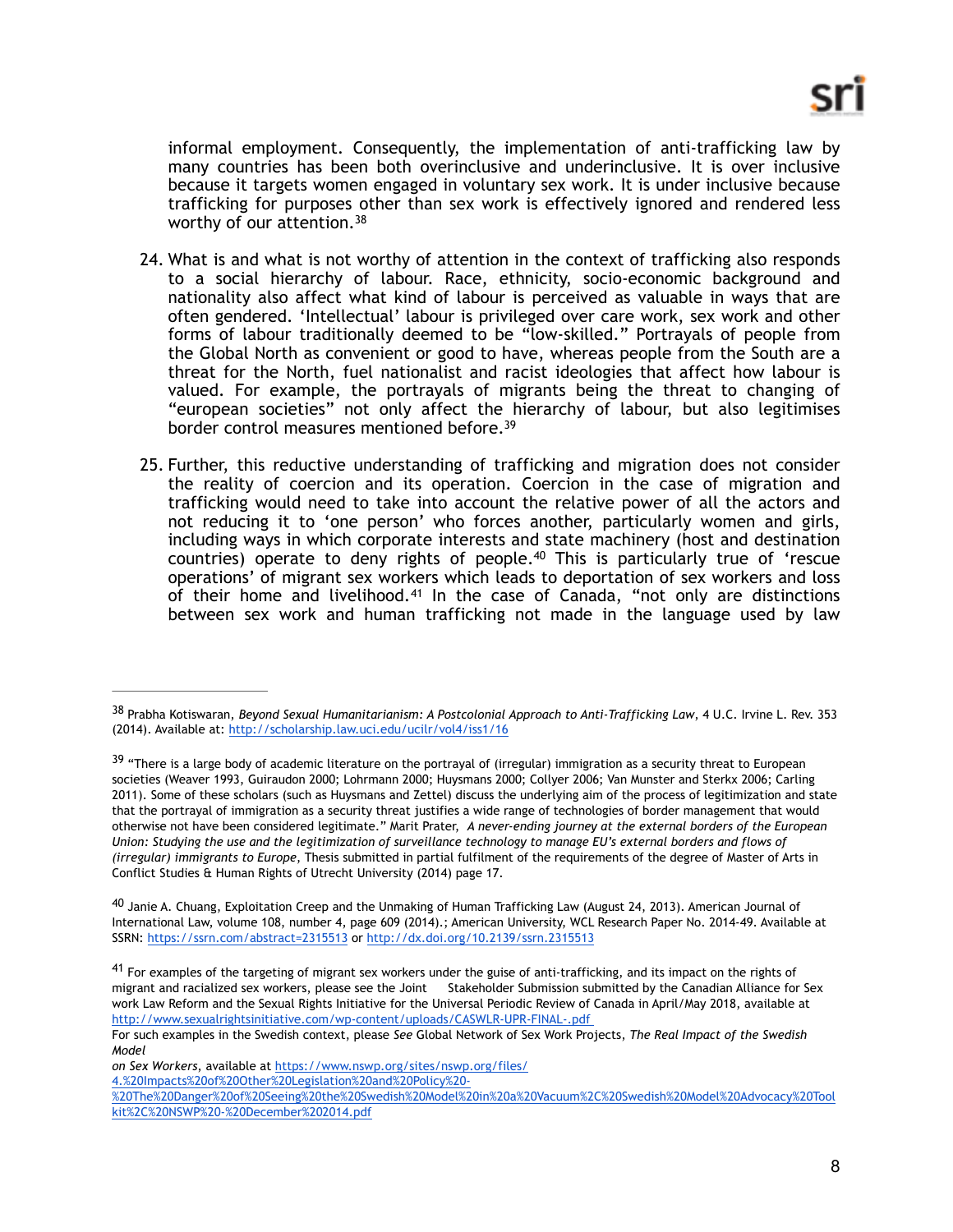informal employment. Consequently, the implementation of anti-trafficking law by many countries has been both overinclusive and underinclusive. It is over inclusive because it targets women engaged in voluntary sex work. It is under inclusive because trafficking for purposes other than sex work is effectively ignored and rendered less worthy of our attention.[38]

24. What is and what is not worthy of attention in the context of trafficking also responds to a social hierarchy of labour. Race, ethnicity, socio-economic background and nationality also affect what kind of labour is perceived as valuable in ways that are often gendered. 'Intellectual' labour is privileged over care work, sex work and other forms of labour traditionally deemed to be "low-skilled." Portrayals of people from the Global North as convenient or good to have, whereas people from the South are a threat for the North, fuel nationalist and racist ideologies that affect how labour is valued. For example, the portrayals of migrants being the threat to changing of "european societies" not only affect the hierarchy of labour, but also legitimises border control measures mentioned before.[39]

25. Further, this reductive understanding of trafficking and migration does not consider the reality of coercion and its operation. Coercion in the case of migration and trafficking would need to take into account the relative power of all the actors and not reducing it to 'one person' who forces another, particularly women and girls, including ways in which corporate interests and state machinery (host and destination countries) operate to deny rights of people.[40] This is particularly true of 'rescue operations' of migrant sex workers which leads to deportation of sex workers and loss of their home and livelihood.[41] In the case of Canada, "not only are distinctions between sex work and human trafficking not made in the language used by law

---

[38] Prabha Kotiswaran, *Beyond Sexual Humanitarianism: A Postcolonial Approach to Anti-Trafficking Law*, 4 U.C. Irvine L. Rev. 353 (2014). Available at: http://scholarship.law.uci.edu/ucilr/vol4/iss1/16

[39] "There is a large body of academic literature on the portrayal of (irregular) immigration as a security threat to European societies (Weaver 1993, Guiraudon 2000; Lohrmann 2000; Huysmans 2000; Collyer 2006; Van Munster and Sterkx 2006; Carling 2011). Some of these scholars (such as Huysmans and Zettel) discuss the underlying aim of the process of legitimization and state that the portrayal of immigration as a security threat justifies a wide range of technologies of border management that would otherwise not have been considered legitimate." Marit Prater, *A never-ending journey at the external borders of the European Union: Studying the use and the legitimization of surveillance technology to manage EU's external borders and flows of (irregular) immigrants to Europe*, Thesis submitted in partial fulfilment of the requirements of the degree of Master of Arts in Conflict Studies & Human Rights of Utrecht University (2014) page 17.

[40] Janie A. Chuang, Exploitation Creep and the Unmaking of Human Trafficking Law (August 24, 2013). American Journal of International Law, volume 108, number 4, page 609 (2014).; American University, WCL Research Paper No. 2014-49. Available at SSRN: https://ssrn.com/abstract=2315513 or http://dx.doi.org/10.2139/ssrn.2315513

[41] For examples of the targeting of migrant sex workers under the guise of anti-trafficking, and its impact on the rights of migrant and racialized sex workers, please see the Joint Stakeholder Submission submitted by the Canadian Alliance for Sex work Law Reform and the Sexual Rights Initiative for the Universal Periodic Review of Canada in April/May 2018, available at http://www.sexualrightsinitiative.com/wp-content/uploads/CASWLR-UPR-FINAL-.pdf
For such examples in the Swedish context, please *See* Global Network of Sex Work Projects, *The Real Impact of the Swedish Model on Sex Workers*, available at https://www.nswp.org/sites/nswp.org/files/4.%20Impacts%20of%20Other%20Legislation%20and%20Policy%20-%20The%20Danger%20of%20Seeing%20the%20Swedish%20Model%20in%20a%20Vacuum%2C%20Swedish%20Model%20Advocacy%20Toolkit%2C%20NSWP%20-%20December%202014.pdf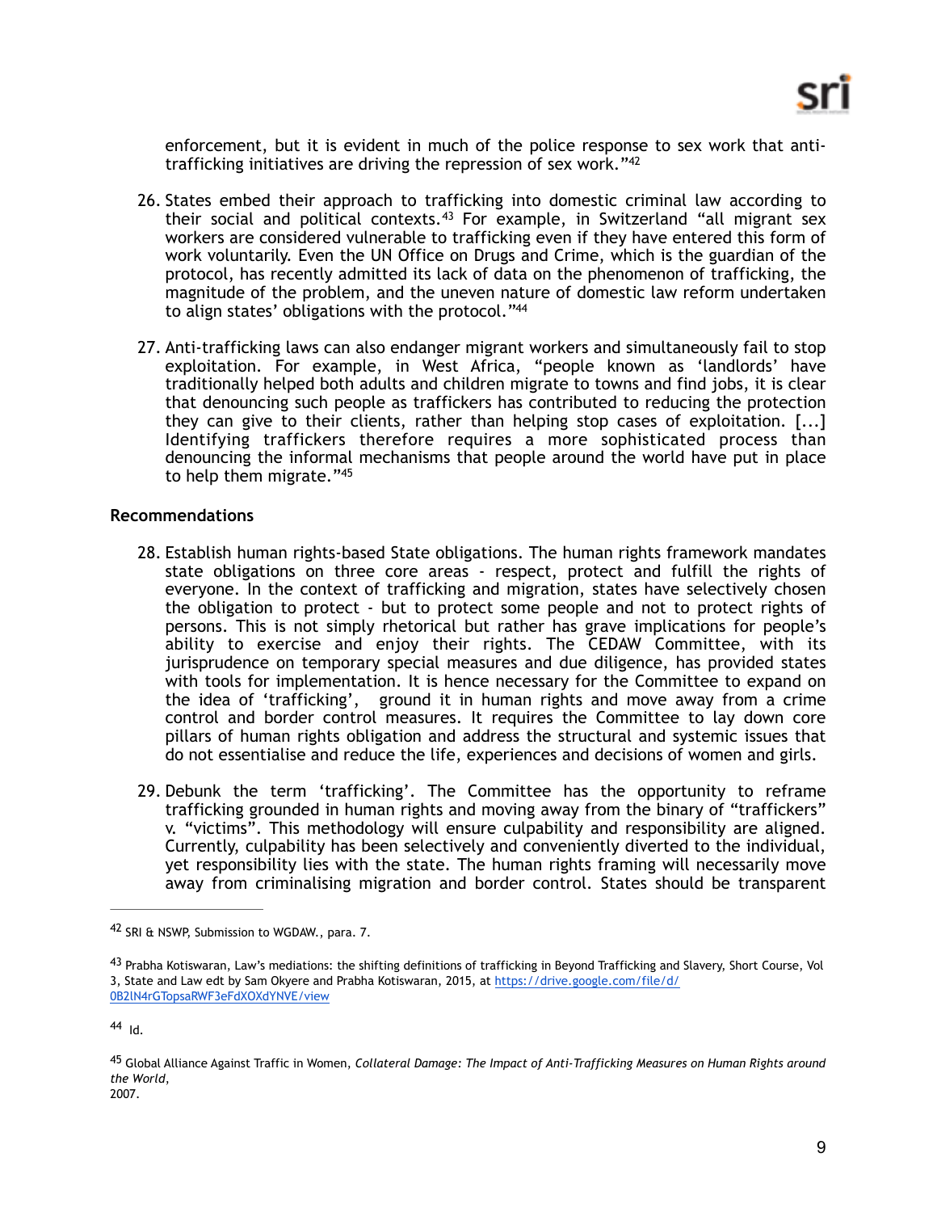enforcement, but it is evident in much of the police response to sex work that anti-trafficking initiatives are driving the repression of sex work."[42]

26. States embed their approach to trafficking into domestic criminal law according to their social and political contexts.[43] For example, in Switzerland "all migrant sex workers are considered vulnerable to trafficking even if they have entered this form of work voluntarily. Even the UN Office on Drugs and Crime, which is the guardian of the protocol, has recently admitted its lack of data on the phenomenon of trafficking, the magnitude of the problem, and the uneven nature of domestic law reform undertaken to align states' obligations with the protocol."[44]

27. Anti-trafficking laws can also endanger migrant workers and simultaneously fail to stop exploitation. For example, in West Africa, "people known as 'landlords' have traditionally helped both adults and children migrate to towns and find jobs, it is clear that denouncing such people as traffickers has contributed to reducing the protection they can give to their clients, rather than helping stop cases of exploitation. [...] Identifying traffickers therefore requires a more sophisticated process than denouncing the informal mechanisms that people around the world have put in place to help them migrate."[45]

**Recommendations**

28. Establish human rights-based State obligations. The human rights framework mandates state obligations on three core areas - respect, protect and fulfill the rights of everyone. In the context of trafficking and migration, states have selectively chosen the obligation to protect - but to protect some people and not to protect rights of persons. This is not simply rhetorical but rather has grave implications for people's ability to exercise and enjoy their rights. The CEDAW Committee, with its jurisprudence on temporary special measures and due diligence, has provided states with tools for implementation. It is hence necessary for the Committee to expand on the idea of 'trafficking', ground it in human rights and move away from a crime control and border control measures. It requires the Committee to lay down core pillars of human rights obligation and address the structural and systemic issues that do not essentialise and reduce the life, experiences and decisions of women and girls.

29. Debunk the term 'trafficking'. The Committee has the opportunity to reframe trafficking grounded in human rights and moving away from the binary of "traffickers" v. "victims". This methodology will ensure culpability and responsibility are aligned. Currently, culpability has been selectively and conveniently diverted to the individual, yet responsibility lies with the state. The human rights framing will necessarily move away from criminalising migration and border control. States should be transparent

---

[42] SRI & NSWP, Submission to WGDAW., para. 7.

[43] Prabha Kotiswaran, Law's mediations: the shifting definitions of trafficking in Beyond Trafficking and Slavery, Short Course, Vol 3, State and Law edt by Sam Okyere and Prabha Kotiswaran, 2015, at https://drive.google.com/file/d/0B2lN4rGTopsaRWF3eFdXOXdYNVE/view

[44] Id.

[45] Global Alliance Against Traffic in Women, *Collateral Damage: The Impact of Anti-Trafficking Measures on Human Rights around the World*, 2007.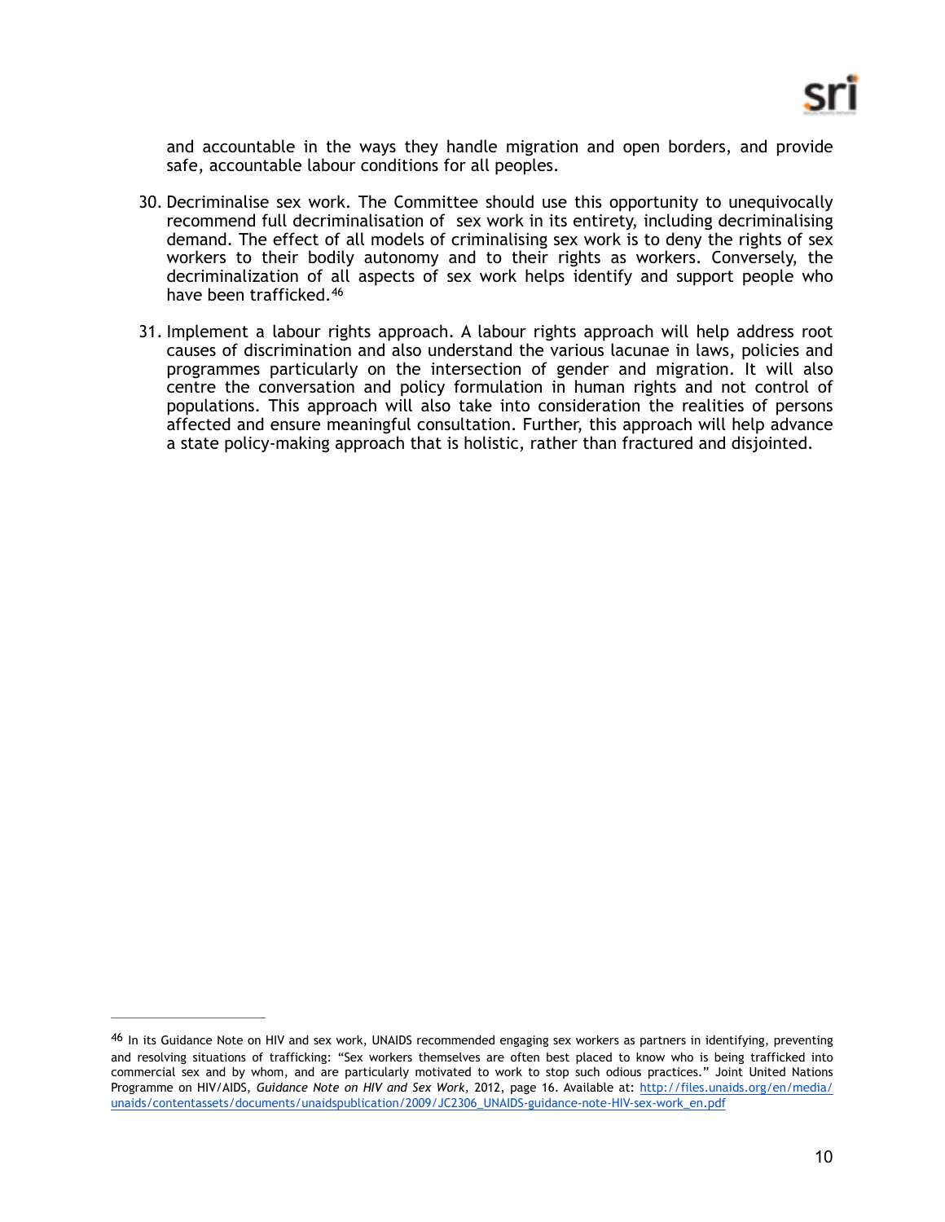and accountable in the ways they handle migration and open borders, and provide safe, accountable labour conditions for all peoples.

30. Decriminalise sex work. The Committee should use this opportunity to unequivocally recommend full decriminalisation of sex work in its entirety, including decriminalising demand. The effect of all models of criminalising sex work is to deny the rights of sex workers to their bodily autonomy and to their rights as workers. Conversely, the decriminalization of all aspects of sex work helps identify and support people who have been trafficked.[46]

31. Implement a labour rights approach. A labour rights approach will help address root causes of discrimination and also understand the various lacunae in laws, policies and programmes particularly on the intersection of gender and migration. It will also centre the conversation and policy formulation in human rights and not control of populations. This approach will also take into consideration the realities of persons affected and ensure meaningful consultation. Further, this approach will help advance a state policy-making approach that is holistic, rather than fractured and disjointed.

---

[46] In its Guidance Note on HIV and sex work, UNAIDS recommended engaging sex workers as partners in identifying, preventing and resolving situations of trafficking: "Sex workers themselves are often best placed to know who is being trafficked into commercial sex and by whom, and are particularly motivated to work to stop such odious practices." Joint United Nations Programme on HIV/AIDS, *Guidance Note on HIV and Sex Work*, 2012, page 16. Available at: http://files.unaids.org/en/media/unaids/contentassets/documents/unaidspublication/2009/JC2306_UNAIDS-guidance-note-HIV-sex-work_en.pdf